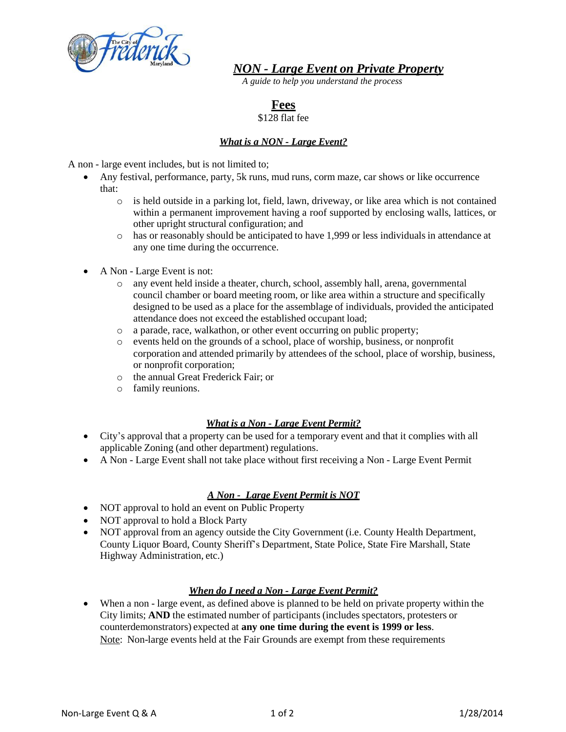# *NON - Large Event on Private Property*

*A guide to help you understand the process*

## Fees

$128 flat fee

### *What is a NON - Large Event?*

A non - large event includes, but is not limited to;

- Any festival, performance, party, 5k runs, mud runs, corm maze, car shows or like occurrence that:
  - is held outside in a parking lot, field, lawn, driveway, or like area which is not contained within a permanent improvement having a roof supported by enclosing walls, lattices, or other upright structural configuration; and
  - has or reasonably should be anticipated to have 1,999 or less individuals in attendance at any one time during the occurrence.
- A Non - Large Event is not:
  - any event held inside a theater, church, school, assembly hall, arena, governmental council chamber or board meeting room, or like area within a structure and specifically designed to be used as a place for the assemblage of individuals, provided the anticipated attendance does not exceed the established occupant load;
  - a parade, race, walkathon, or other event occurring on public property;
  - events held on the grounds of a school, place of worship, business, or nonprofit corporation and attended primarily by attendees of the school, place of worship, business, or nonprofit corporation;
  - the annual Great Frederick Fair; or
  - family reunions.

### *What is a Non - Large Event Permit?*

- City's approval that a property can be used for a temporary event and that it complies with all applicable Zoning (and other department) regulations.
- A Non - Large Event shall not take place without first receiving a Non - Large Event Permit

### *A Non - Large Event Permit is NOT*

- NOT approval to hold an event on Public Property
- NOT approval to hold a Block Party
- NOT approval from an agency outside the City Government (i.e. County Health Department, County Liquor Board, County Sheriff's Department, State Police, State Fire Marshall, State Highway Administration, etc.)

### *When do I need a Non - Large Event Permit?*

- When a non - large event, as defined above is planned to be held on private property within the City limits; **AND** the estimated number of participants (includes spectators, protesters or counterdemonstrators) expected at **any one time during the event is 1999 or less**.
  Note: Non-large events held at the Fair Grounds are exempt from these requirements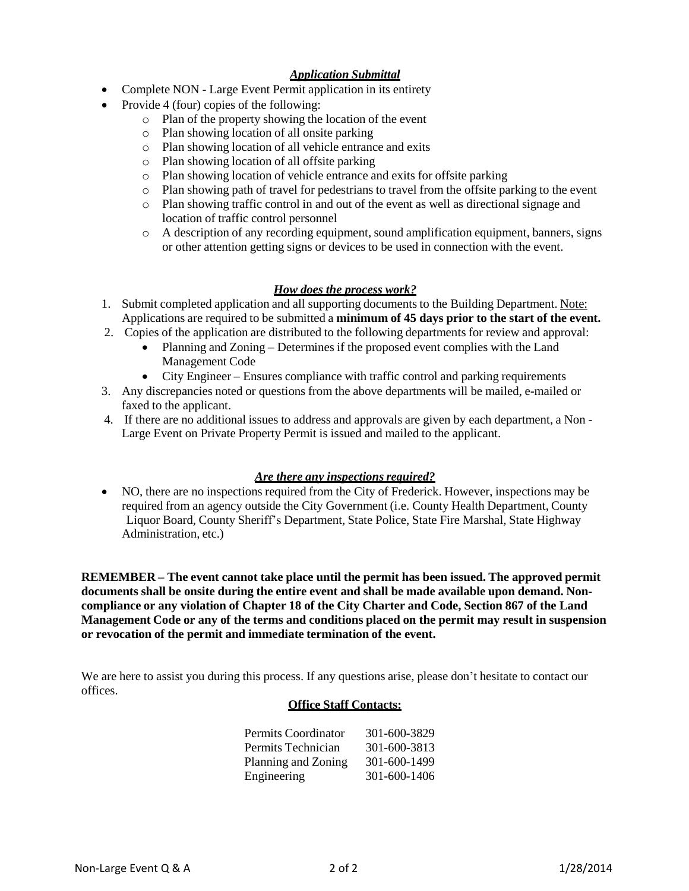### *Application Submittal*

- Complete NON - Large Event Permit application in its entirety
- Provide 4 (four) copies of the following:
  - Plan of the property showing the location of the event
  - Plan showing location of all onsite parking
  - Plan showing location of all vehicle entrance and exits
  - Plan showing location of all offsite parking
  - Plan showing location of vehicle entrance and exits for offsite parking
  - Plan showing path of travel for pedestrians to travel from the offsite parking to the event
  - Plan showing traffic control in and out of the event as well as directional signage and location of traffic control personnel
  - A description of any recording equipment, sound amplification equipment, banners, signs or other attention getting signs or devices to be used in connection with the event.

### *How does the process work?*

1. Submit completed application and all supporting documents to the Building Department. Note: Applications are required to be submitted a **minimum of 45 days prior to the start of the event.**
2. Copies of the application are distributed to the following departments for review and approval:
   - Planning and Zoning – Determines if the proposed event complies with the Land Management Code
   - City Engineer – Ensures compliance with traffic control and parking requirements
3. Any discrepancies noted or questions from the above departments will be mailed, e-mailed or faxed to the applicant.
4. If there are no additional issues to address and approvals are given by each department, a Non - Large Event on Private Property Permit is issued and mailed to the applicant.

### *Are there any inspections required?*

- NO, there are no inspections required from the City of Frederick. However, inspections may be required from an agency outside the City Government (i.e. County Health Department, County Liquor Board, County Sheriff's Department, State Police, State Fire Marshal, State Highway Administration, etc.)

**REMEMBER – The event cannot take place until the permit has been issued. The approved permit documents shall be onsite during the entire event and shall be made available upon demand. Non-compliance or any violation of Chapter 18 of the City Charter and Code, Section 867 of the Land Management Code or any of the terms and conditions placed on the permit may result in suspension or revocation of the permit and immediate termination of the event.**

We are here to assist you during this process. If any questions arise, please don't hesitate to contact our offices.

**Office Staff Contacts:**

| | |
|---|---|
| Permits Coordinator | 301-600-3829 |
| Permits Technician | 301-600-3813 |
| Planning and Zoning | 301-600-1499 |
| Engineering | 301-600-1406 |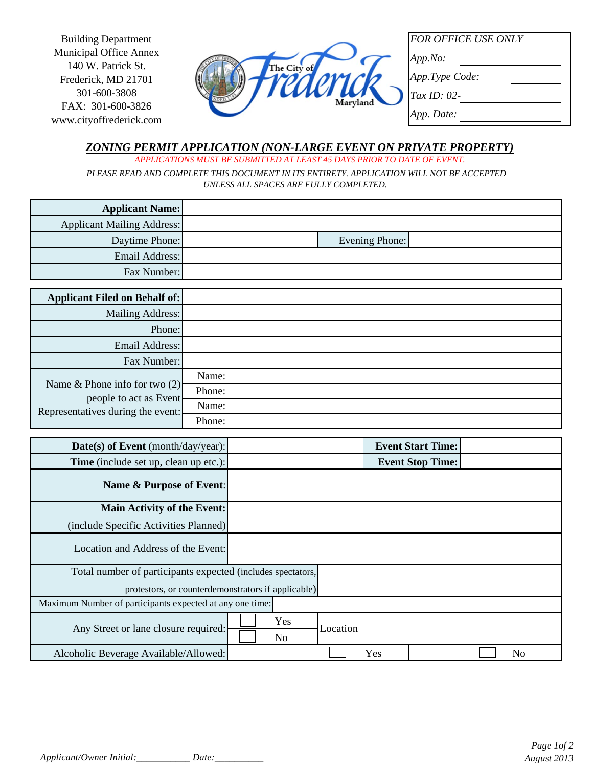Building Department
Municipal Office Annex
140 W. Patrick St.
Frederick, MD 21701
301-600-3808
FAX: 301-600-3826
www.cityoffrederick.com

The City of Frederick Maryland

| *FOR OFFICE USE ONLY* | |
|---|---|
| *App.No:* | |
| *App.Type Code:* | |
| *Tax ID: 02-* | |
| *App. Date:* | |

## *ZONING PERMIT APPLICATION (NON-LARGE EVENT ON PRIVATE PROPERTY)*

*APPLICATIONS MUST BE SUBMITTED AT LEAST 45 DAYS PRIOR TO DATE OF EVENT.*

*PLEASE READ AND COMPLETE THIS DOCUMENT IN ITS ENTIRETY. APPLICATION WILL NOT BE ACCEPTED UNLESS ALL SPACES ARE FULLY COMPLETED.*

| | | | |
|---|---|---|---|
| **Applicant Name:** | | | |
| Applicant Mailing Address: | | | |
| Daytime Phone: | | Evening Phone: | |
| Email Address: | | | |
| Fax Number: | | | |

| | |
|---|---|
| **Applicant Filed on Behalf of:** | |
| Mailing Address: | |
| Phone: | |
| Email Address: | |
| Fax Number: | |
| Name & Phone info for two (2) people to act as Event Representatives during the event: | Name: |
| | Phone: |
| | Name: |
| | Phone: |

| | | | |
|---|---|---|---|
| **Date(s) of Event** (month/day/year): | | **Event Start Time:** | |
| **Time** (include set up, clean up etc.): | | **Event Stop Time:** | |
| **Name & Purpose of Event**: | | | |
| **Main Activity of the Event:** (include Specific Activities Planned) | | | |
| Location and Address of the Event: | | | |
| Total number of participants expected (includes spectators, protestors, or counterdemonstrators if applicable) | | | |
| Maximum Number of participants expected at any one time: | | | |
| Any Street or lane closure required: | ☐ Yes ☐ No | Location | |
| Alcoholic Beverage Available/Allowed: | ☐ Yes | ☐ No | |

*Applicant/Owner Initial:___________ Date:__________*

*August 2013*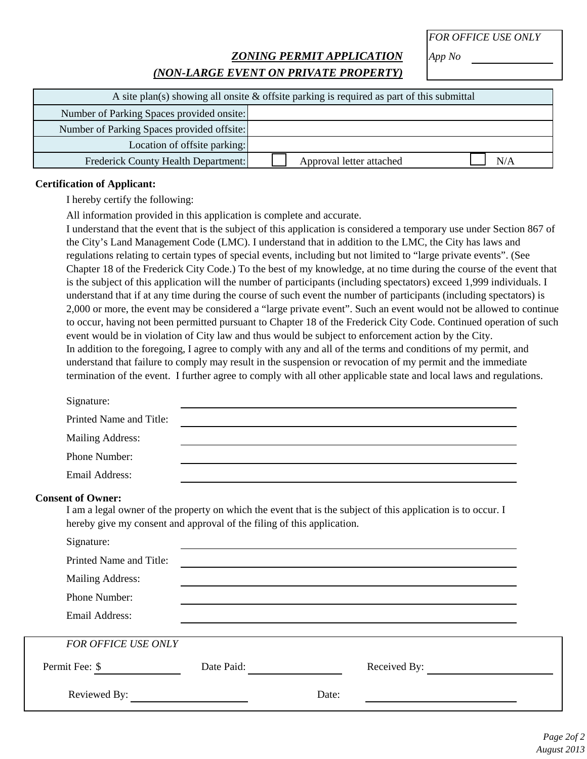*FOR OFFICE USE ONLY*

*App No* ____________

## ***ZONING PERMIT APPLICATION***
## ***(NON-LARGE EVENT ON PRIVATE PROPERTY)***

| A site plan(s) showing all onsite & offsite parking is required as part of this submittal | |
|---|---|
| Number of Parking Spaces provided onsite: | |
| Number of Parking Spaces provided offsite: | |
| Location of offsite parking: | |
| Frederick County Health Department: | ☐ Approval letter attached ☐ N/A |

**Certification of Applicant:**

I hereby certify the following:

All information provided in this application is complete and accurate.

I understand that the event that is the subject of this application is considered a temporary use under Section 867 of the City's Land Management Code (LMC). I understand that in addition to the LMC, the City has laws and regulations relating to certain types of special events, including but not limited to "large private events". (See Chapter 18 of the Frederick City Code.) To the best of my knowledge, at no time during the course of the event that is the subject of this application will the number of participants (including spectators) exceed 1,999 individuals. I understand that if at any time during the course of such event the number of participants (including spectators) is 2,000 or more, the event may be considered a "large private event". Such an event would not be allowed to continue to occur, having not been permitted pursuant to Chapter 18 of the Frederick City Code. Continued operation of such event would be in violation of City law and thus would be subject to enforcement action by the City.

In addition to the foregoing, I agree to comply with any and all of the terms and conditions of my permit, and understand that failure to comply may result in the suspension or revocation of my permit and the immediate termination of the event. I further agree to comply with all other applicable state and local laws and regulations.

Signature: ____________________

Printed Name and Title: ____________________

Mailing Address: ____________________

Phone Number: ____________________

Email Address: ____________________

**Consent of Owner:**

I am a legal owner of the property on which the event that is the subject of this application is to occur. I hereby give my consent and approval of the filing of this application.

Signature: ____________________

Printed Name and Title: ____________________

Mailing Address: ____________________

Phone Number: ____________________

Email Address: ____________________

*FOR OFFICE USE ONLY*

Permit Fee: $ ____________ Date Paid: ____________ Received By: ____________

Reviewed By: ____________ Date: ____________

*August 2013*